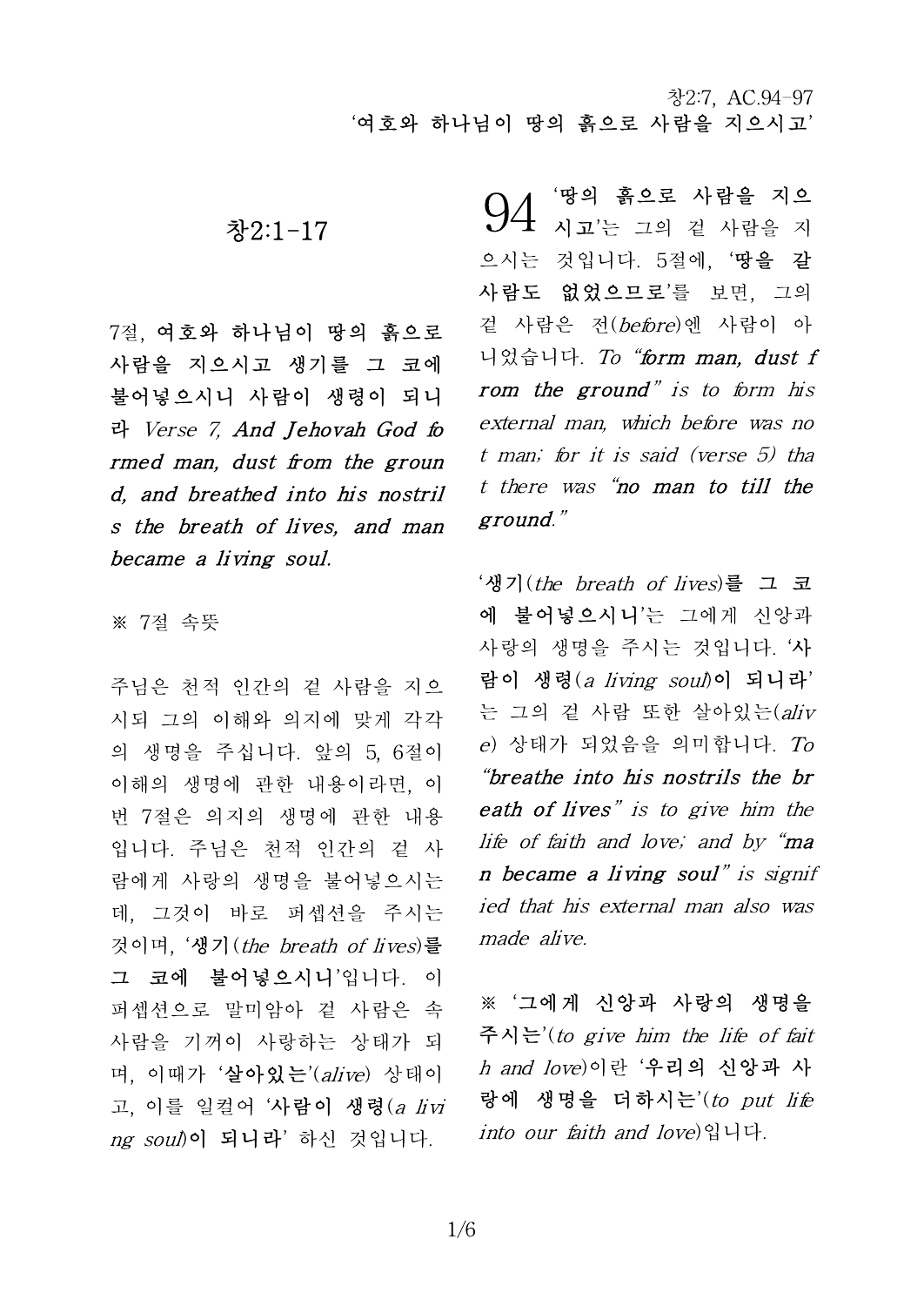창2:7, AC.94-97
'여호와 하나님이 땅의 흙으로 사람을 지으시고'

## 창2:1-17

7절, **여호와 하나님이 땅의 흙으로 사람을 지으시고 생기를 그 코에 불어넣으시니 사람이 생령이 되니라** *Verse 7,* ***And Jehovah God formed man, dust from the ground, and breathed into his nostrils the breath of lives, and man became a living soul.***

※ 7절 속뜻

주님은 천적 인간의 겉 사람을 지으시되 그의 이해와 의지에 맞게 각각의 생명을 주십니다. 앞의 5, 6절이 이해의 생명에 관한 내용이라면, 이번 7절은 의지의 생명에 관한 내용입니다. 주님은 천적 인간의 겉 사람에게 사랑의 생명을 불어넣으시는데, 그것이 바로 퍼셉션을 주시는 것이며, '**생기**(*the breath of lives*)**를 그 코에 불어넣으시니**'입니다. 이 퍼셉션으로 말미암아 겉 사람은 속 사람을 기꺼이 사랑하는 상태가 되며, 이때가 '**살아있는**'(*alive*) 상태이고, 이를 일컬어 '**사람이 생령**(*a living soul*)**이 되니라**' 하신 것입니다.

**94** '**땅의 흙으로 사람을 지으시고**'는 그의 겉 사람을 지으시는 것입니다. 5절에, '**땅을 갈 사람도 없었으므로**'를 보면, 그의 겉 사람은 전(*before*)엔 사람이 아니었습니다. *To* ***"form man, dust from the ground"*** *is to form his external man, which before was not man; for it is said (verse 5) that there was* ***"no man to till the ground."***

'**생기**(*the breath of lives*)**를 그 코에 불어넣으시니**'는 그에게 신앙과 사랑의 생명을 주시는 것입니다. '**사람이 생령**(*a living soul*)**이 되니라**'는 그의 겉 사람 또한 살아있는(*alive*) 상태가 되었음을 의미합니다. *To* ***"breathe into his nostrils the breath of lives"*** *is to give him the life of faith and love; and by* ***"man became a living soul"*** *is signified that his external man also was made alive.*

※ '**그에게 신앙과 사랑의 생명을 주시는**'(*to give him the life of faith and love*)이란 '**우리의 신앙과 사랑에 생명을 더하시는**'(*to put life into our faith and love*)입니다.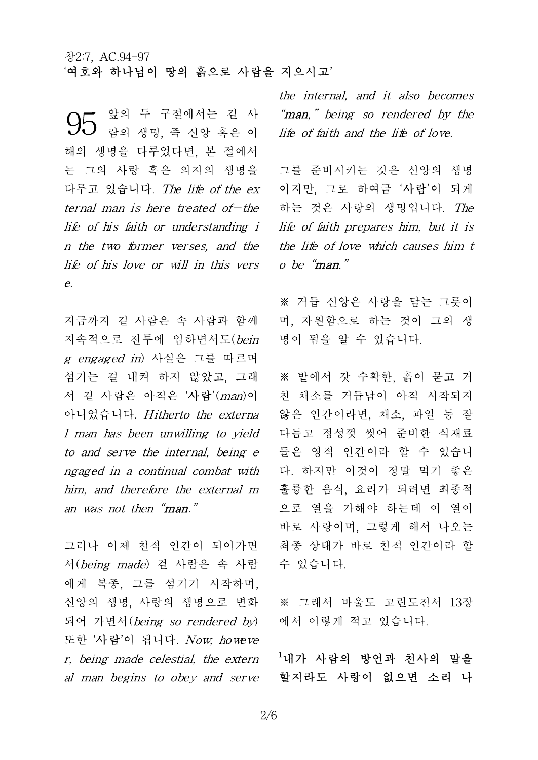창2:7, AC.94-97
'여호와 하나님이 땅의 흙으로 사람을 지으시고'

**95** 앞의 두 구절에서는 겉 사람의 생명, 즉 신앙 혹은 이해의 생명을 다루었다면, 본 절에서는 그의 사랑 혹은 의지의 생명을 다루고 있습니다. *The life of the external man is here treated of—the life of his faith or understanding in the two former verses, and the life of his love or will in this verse.*

지금까지 겉 사람은 속 사람과 함께 지속적으로 전투에 임하면서도(*being engaged in*) 사실은 그를 따르며 섬기는 걸 내켜 하지 않았고, 그래서 겉 사람은 아직은 '**사람**'(*man*)이 아니었습니다. *Hitherto the external man has been unwilling to yield to and serve the internal, being engaged in a continual combat with him, and therefore the external man was not then "**man**."*

그러나 이제 천적 인간이 되어가면서(*being made*) 겉 사람은 속 사람에게 복종, 그를 섬기기 시작하며, 신앙의 생명, 사랑의 생명으로 변화되어 가면서(*being so rendered by*) 또한 '**사람**'이 됩니다. *Now, however, being made celestial, the external man begins to obey and serve the internal, and it also becomes "**man**," being so rendered by the life of faith and the life of love.*

그를 준비시키는 것은 신앙의 생명이지만, 그로 하여금 '**사람**'이 되게 하는 것은 사랑의 생명입니다. *The life of faith prepares him, but it is the life of love which causes him to be "**man**."*

※ 거듭 신앙은 사랑을 담는 그릇이며, 자원함으로 하는 것이 그의 생명이 됨을 알 수 있습니다.

※ 밭에서 갓 수확한, 흙이 묻고 거친 채소를 거듭남이 아직 시작되지 않은 인간이라면, 채소, 과일 등 잘 다듬고 정성껏 씻어 준비한 식재료들은 영적 인간이라 할 수 있습니다. 하지만 이것이 정말 먹기 좋은 훌륭한 음식, 요리가 되려면 최종적으로 열을 가해야 하는데 이 열이 바로 사랑이며, 그렇게 해서 나오는 최종 상태가 바로 천적 인간이라 할 수 있습니다.

※ 그래서 바울도 고린도전서 13장에서 이렇게 적고 있습니다.

[1]**내가 사람의 방언과 천사의 말을 할지라도 사랑이 없으면 소리 나**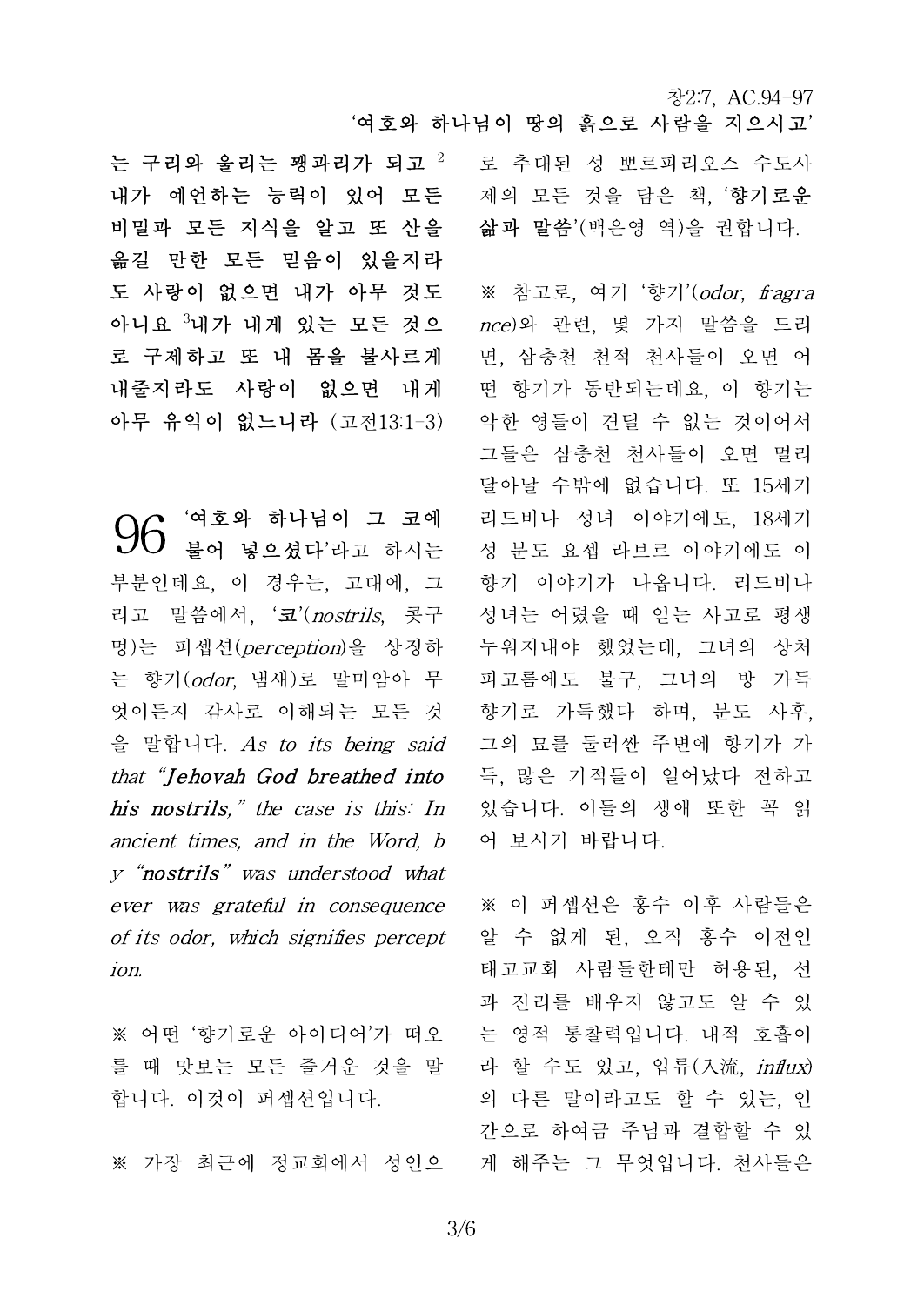**는 구리와 울리는 꽹과리가 되고** [2] **내가 예언하는 능력이 있어 모든 비밀과 모든 지식을 알고 또 산을 옮길 만한 모든 믿음이 있을지라도 사랑이 없으면 내가 아무 것도 아니요** [3]**내가 내게 있는 모든 것으로 구제하고 또 내 몸을 불사르게 내줄지라도 사랑이 없으면 내게 아무 유익이 없느니라** (고전13:1-3)

**96** **'여호와 하나님이 그 코에 불어 넣으셨다'**라고 하시는 부분인데요, 이 경우는, 고대에, 그리고 말씀에서, '**코**'(*nostrils*, 콧구멍)는 퍼셉션(*perception*)을 상징하는 향기(*odor*, 냄새)로 말미암아 무엇이든지 감사로 이해되는 모든 것을 말합니다. *As to its being said that "**Jehovah God breathed into his nostrils,**" the case is this: In ancient times, and in the Word, by "**nostrils**" was understood whatever was grateful in consequence of its odor, which signifies perception.*

※ 어떤 '향기로운 아이디어'가 떠오를 때 맛보는 모든 즐거운 것을 말합니다. 이것이 퍼셉션입니다.

※ 가장 최근에 정교회에서 성인으로 추대된 성 뽀르피리오스 수도사제의 모든 것을 담은 책, '**향기로운 삶과 말씀**'(백은영 역)을 권합니다.

※ 참고로, 여기 '향기'(*odor, fragrance*)와 관련, 몇 가지 말씀을 드리면, 삼층천 천적 천사들이 오면 어떤 향기가 동반되는데요, 이 향기는 악한 영들이 견딜 수 없는 것이어서 그들은 삼층천 천사들이 오면 멀리 달아날 수밖에 없습니다. 또 15세기 리드비나 성녀 이야기에도, 18세기 성 분도 요셉 라브르 이야기에도 이 향기 이야기가 나옵니다. 리드비나 성녀는 어렸을 때 얻는 사고로 평생 누워지내야 했었는데, 그녀의 상처 피고름에도 불구, 그녀의 방 가득 향기로 가득했다 하며, 분도 사후, 그의 묘를 둘러싼 주변에 향기가 가득, 많은 기적들이 일어났다 전하고 있습니다. 이들의 생애 또한 꼭 읽어 보시기 바랍니다.

※ 이 퍼셉션은 홍수 이후 사람들은 알 수 없게 된, 오직 홍수 이전인 태고교회 사람들한테만 허용된, 선과 진리를 배우지 않고도 알 수 있는 영적 통찰력입니다. 내적 호흡이라 할 수도 있고, 입류(入流, *influx*)의 다른 말이라고도 할 수 있는, 인간으로 하여금 주님과 결합할 수 있게 해주는 그 무엇입니다. 천사들은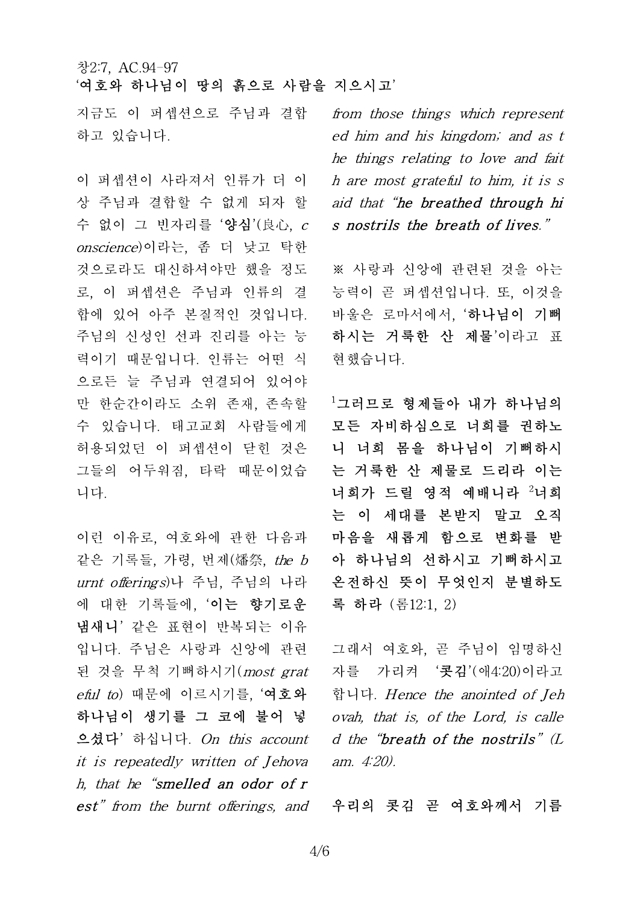창2:7, AC.94-97
**'여호와 하나님이 땅의 흙으로 사람을 지으시고'**

지금도 이 퍼셉션으로 주님과 결합하고 있습니다.

이 퍼셉션이 사라져서 인류가 더 이상 주님과 결합할 수 없게 되자 할 수 없이 그 빈자리를 '**양심**'(良心, *conscience*)이라는, 좀 더 낮고 탁한 것으로라도 대신하셔야만 했을 정도로, 이 퍼셉션은 주님과 인류의 결합에 있어 아주 본질적인 것입니다. 주님의 신성인 선과 진리를 아는 능력이기 때문입니다. 인류는 어떤 식으로든 늘 주님과 연결되어 있어야만 한순간이라도 소위 존재, 존속할 수 있습니다. 태고교회 사람들에게 허용되었던 이 퍼셉션이 닫힌 것은 그들의 어두워짐, 타락 때문이었습니다.

이런 이유로, 여호와에 관한 다음과 같은 기록들, 가령, 번제(燔祭, *the burnt offerings*)나 주님, 주님의 나라에 대한 기록들에, '**이는 향기로운 냄새니**' 같은 표현이 반복되는 이유입니다. 주님은 사랑과 신앙에 관련된 것을 무척 기뻐하시기(*most grateful to*) 때문에 이르시기를, '**여호와 하나님이 생기를 그 코에 불어 넣으셨다**' 하십니다. *On this account it is repeatedly written of Jehovah, that he "**smelled an odor of rest**" from the burnt offerings, and from those things which represented him and his kingdom; and as the things relating to love and faith are most grateful to him, it is said that "**he breathed through his nostrils the breath of lives.**"*

※ 사랑과 신앙에 관련된 것을 아는 능력이 곧 퍼셉션입니다. 또, 이것을 바울은 로마서에서, '**하나님이 기뻐하시는 거룩한 산 제물**'이라고 표현했습니다.

**[1]그러므로 형제들아 내가 하나님의 모든 자비하심으로 너희를 권하노니 너희 몸을 하나님이 기뻐하시는 거룩한 산 제물로 드리라 이는 너희가 드릴 영적 예배니라 [2]너희는 이 세대를 본받지 말고 오직 마음을 새롭게 함으로 변화를 받아 하나님의 선하시고 기뻐하시고 온전하신 뜻이 무엇인지 분별하도록 하라** (롬12:1, 2)

그래서 여호와, 곧 주님이 임명하신 자를 가리켜 '**콧김**'(애4:20)이라고 합니다. *Hence the anointed of Jehovah, that is, of the Lord, is called the "**breath of the nostrils**" (Lam. 4:20).*

**우리의 콧김 곧 여호와께서 기름**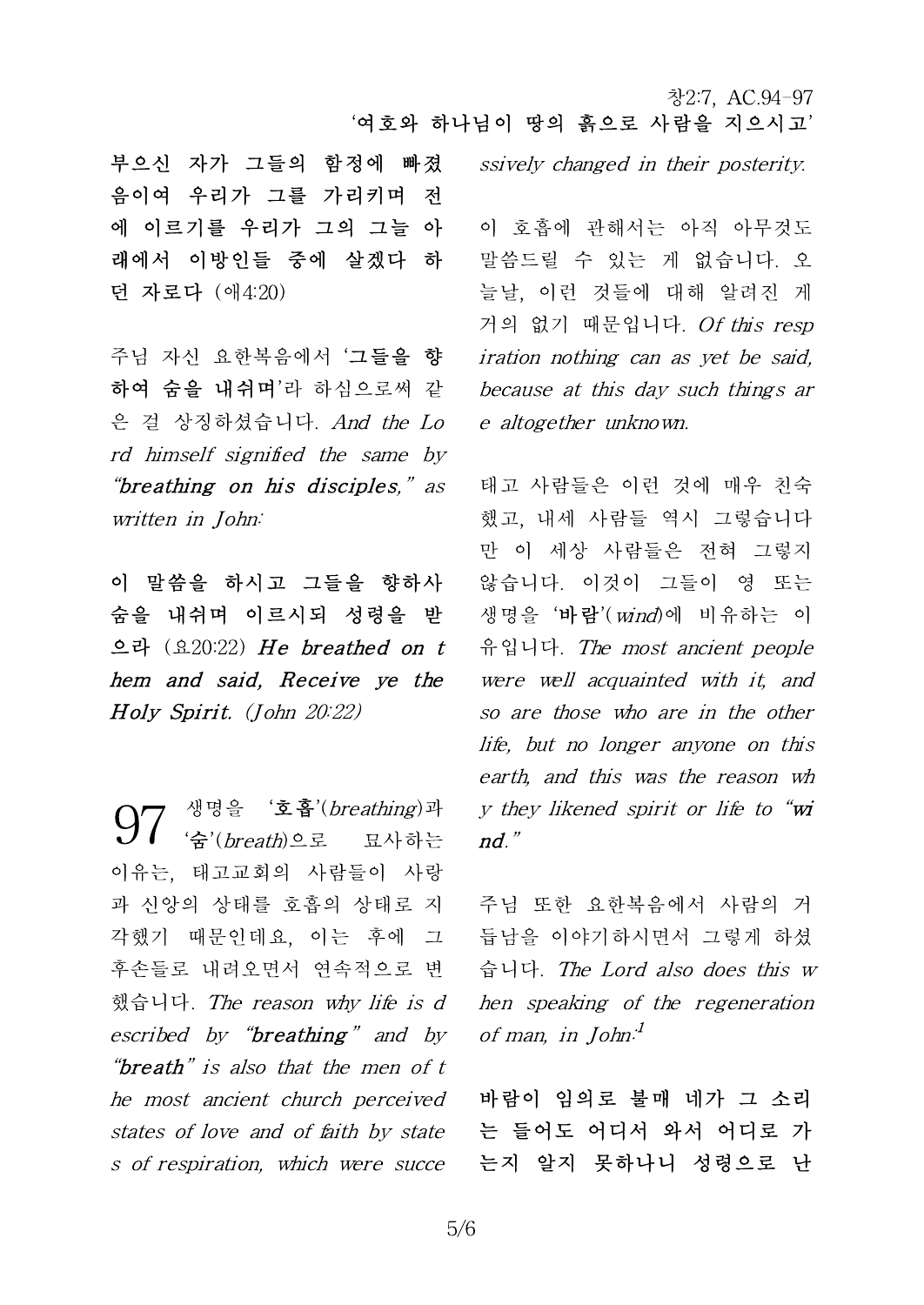**부으신 자가 그들의 함정에 빠졌음이여 우리가 그를 가리키며 전에 이르기를 우리가 그의 그늘 아래에서 이방인들 중에 살겠다 하던 자로다** (애4:20)

주님 자신 요한복음에서 '**그들을 향하여 숨을 내쉬며**'라 하심으로써 같은 걸 상징하셨습니다. *And the Lord himself signified the same by* ***"breathing on his disciples,"*** *as written in John:*

**이 말씀을 하시고 그들을 향하사 숨을 내쉬며 이르시되 성령을 받으라** (요20:22) ***He breathed on them and said, Receive ye the Holy Spirit.*** *(John 20:22)*

97 생명을 '**호흡**'(*breathing*)과 '**숨**'(*breath*)으로 묘사하는 이유는, 태고교회의 사람들이 사랑과 신앙의 상태를 호흡의 상태로 지각했기 때문인데요, 이는 후에 그 후손들로 내려오면서 연속적으로 변했습니다. *The reason why life is described by* ***"breathing"*** *and by* ***"breath"*** *is also that the men of the most ancient church perceived states of love and of faith by states of respiration, which were successively changed in their posterity.*

이 호흡에 관해서는 아직 아무것도 말씀드릴 수 있는 게 없습니다. 오늘날, 이런 것들에 대해 알려진 게 거의 없기 때문입니다. *Of this respiration nothing can as yet be said, because at this day such things are altogether unknown.*

태고 사람들은 이런 것에 매우 친숙했고, 내세 사람들 역시 그렇습니다만 이 세상 사람들은 전혀 그렇지 않습니다. 이것이 그들이 영 또는 생명을 '**바람**'(*wind*)에 비유하는 이유입니다. *The most ancient people were well acquainted with it, and so are those who are in the other life, but no longer anyone on this earth, and this was the reason why they likened spirit or life to* ***"wind."***

주님 또한 요한복음에서 사람의 거듭남을 이야기하시면서 그렇게 하셨습니다. *The Lord also does this when speaking of the regeneration of man, in John:*[1]

**바람이 임의로 불매 네가 그 소리는 들어도 어디서 와서 어디로 가는지 알지 못하나니 성령으로 난**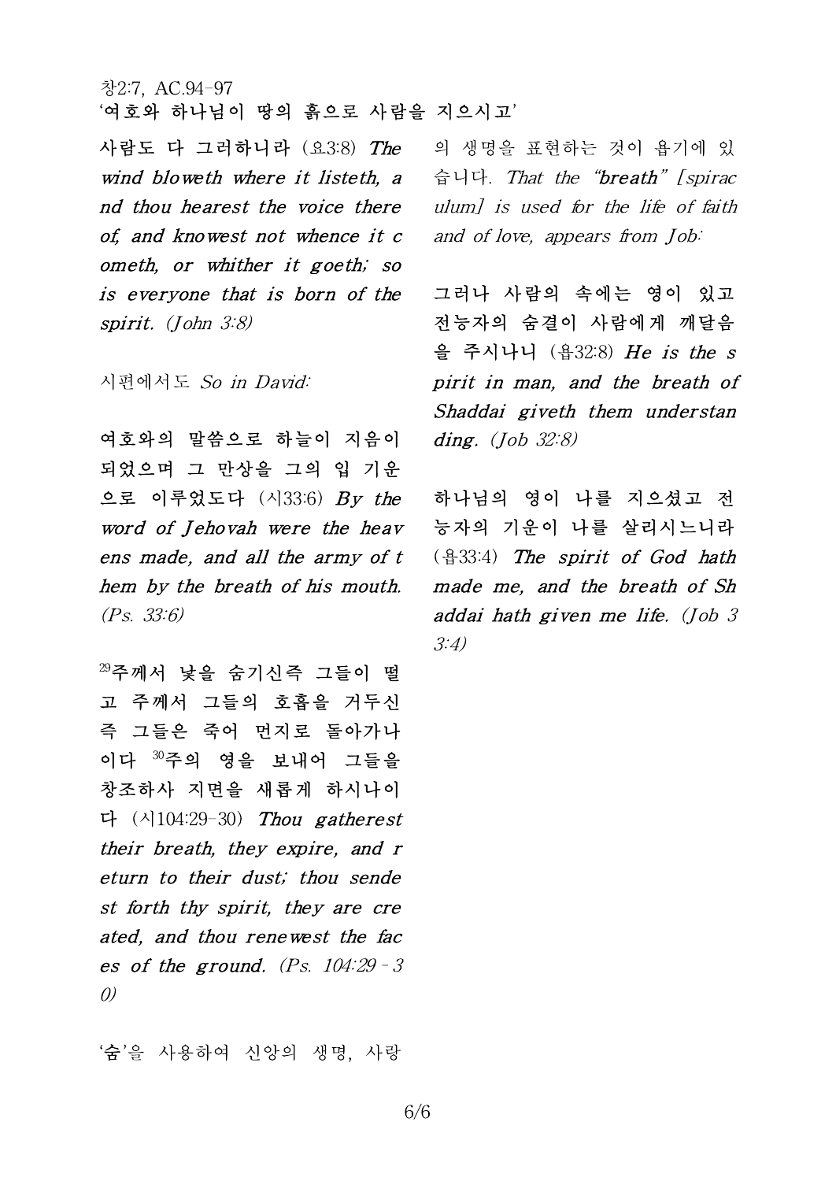창2:7, AC.94-97

'여호와 하나님이 땅의 흙으로 사람을 지으시고'

**사람도 다 그러하니라** (요3:8) ***The wind bloweth where it listeth, and thou hearest the voice thereof, and knowest not whence it cometh, or whither it goeth; so is everyone that is born of the spirit.*** *(John 3:8)*

시편에서도 *So in David:*

**여호와의 말씀으로 하늘이 지음이 되었으며 그 만상을 그의 입 기운으로 이루었도다** (시33:6) ***By the word of Jehovah were the heavens made, and all the army of them by the breath of his mouth.*** *(Ps. 33:6)*

**[29]주께서 낯을 숨기신즉 그들이 떨고 주께서 그들의 호흡을 거두신즉 그들은 죽어 먼지로 돌아가나이다 [30]주의 영을 보내어 그들을 창조하사 지면을 새롭게 하시나이다** (시104:29-30) ***Thou gatherest their breath, they expire, and return to their dust; thou sendest forth thy spirit, they are created, and thou renewest the faces of the ground.*** *(Ps. 104:29-30)*

'숨'을 사용하여 신앙의 생명, 사랑의 생명을 표현하는 것이 욥기에 있습니다. *That the "**breath**" [spiraculum] is used for the life of faith and of love, appears from Job:*

**그러나 사람의 속에는 영이 있고 전능자의 숨결이 사람에게 깨달음을 주시나니** (욥32:8) ***He is the spirit in man, and the breath of Shaddai giveth them understanding.*** *(Job 32:8)*

**하나님의 영이 나를 지으셨고 전능자의 기운이 나를 살리시느니라** (욥33:4) ***The spirit of God hath made me, and the breath of Shaddai hath given me life.*** *(Job 33:4)*